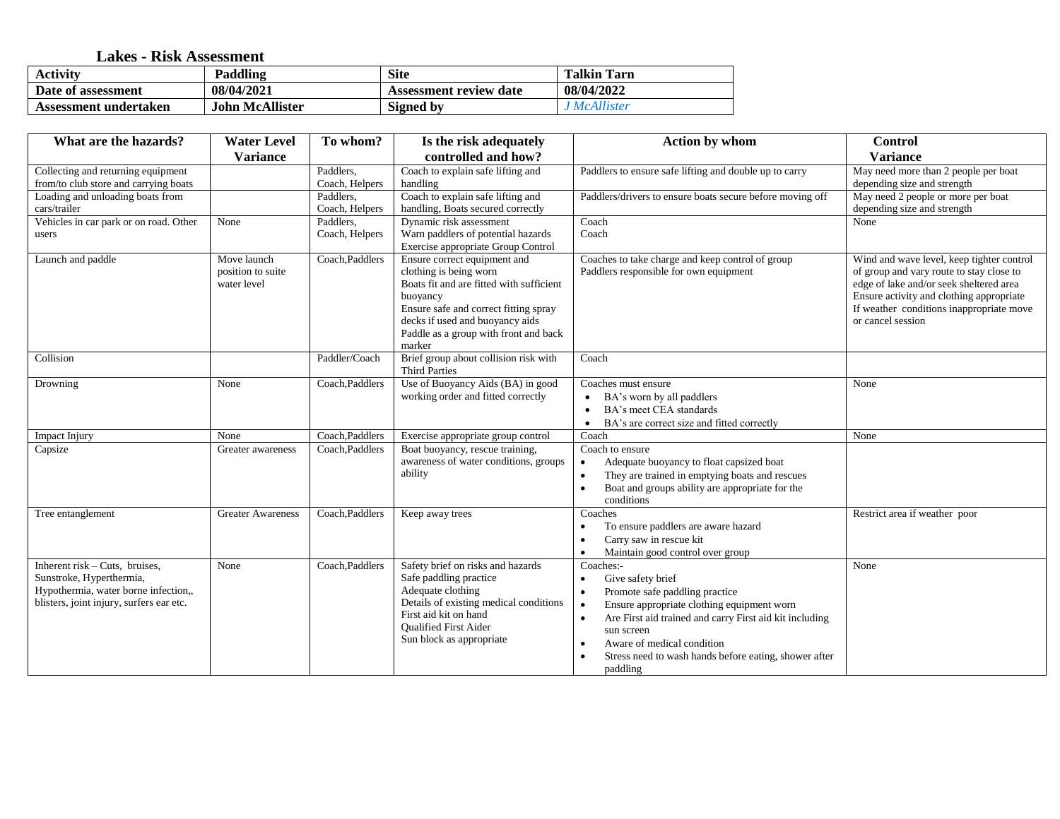# Lakes - Risk Assessment

| Activity | Paddling | Site | Talkin Tarn |
|---|---|---|---|
| Date of assessment | 08/04/2021 | Assessment review date | 08/04/2022 |
| Assessment undertaken | John McAllister | Signed by | *J McAllister* |

| What are the hazards? | Water Level Variance | To whom? | Is the risk adequately controlled and how? | Action by whom | Control Variance |
|---|---|---|---|---|---|
| Collecting and returning equipment from/to club store and carrying boats | | Paddlers, Coach, Helpers | Coach to explain safe lifting and handling | Paddlers to ensure safe lifting and double up to carry | May need more than 2 people per boat depending size and strength |
| Loading and unloading boats from cars/trailer | | Paddlers, Coach, Helpers | Coach to explain safe lifting and handling, Boats secured correctly | Paddlers/drivers to ensure boats secure before moving off | May need 2 people or more per boat depending size and strength |
| Vehicles in car park or on road. Other users | None | Paddlers, Coach, Helpers | Dynamic risk assessment<br>Warn paddlers of potential hazards<br>Exercise appropriate Group Control | Coach<br>Coach | None |
| Launch and paddle | Move launch position to suite water level | Coach,Paddlers | Ensure correct equipment and clothing is being worn<br>Boats fit and are fitted with sufficient buoyancy<br>Ensure safe and correct fitting spray decks if used and buoyancy aids<br>Paddle as a group with front and back marker | Coaches to take charge and keep control of group<br>Paddlers responsible for own equipment | Wind and wave level, keep tighter control of group and vary route to stay close to edge of lake and/or seek sheltered area<br>Ensure activity and clothing appropriate<br>If weather conditions inappropriate move or cancel session |
| Collision | | Paddler/Coach | Brief group about collision risk with Third Parties | Coach | |
| Drowning | None | Coach,Paddlers | Use of Buoyancy Aids (BA) in good working order and fitted correctly | Coaches must ensure<br>• BA's worn by all paddlers<br>• BA's meet CEA standards<br>• BA's are correct size and fitted correctly | None |
| Impact Injury | None | Coach,Paddlers | Exercise appropriate group control | Coach | None |
| Capsize | Greater awareness | Coach,Paddlers | Boat buoyancy, rescue training, awareness of water conditions, groups ability | Coach to ensure<br>• Adequate buoyancy to float capsized boat<br>• They are trained in emptying boats and rescues<br>• Boat and groups ability are appropriate for the conditions | |
| Tree entanglement | Greater Awareness | Coach,Paddlers | Keep away trees | Coaches<br>• To ensure paddlers are aware hazard<br>• Carry saw in rescue kit<br>• Maintain good control over group | Restrict area if weather poor |
| Inherent risk – Cuts, bruises, Sunstroke, Hyperthermia, Hypothermia, water borne infection,, blisters, joint injury, surfers ear etc. | None | Coach,Paddlers | Safety brief on risks and hazards<br>Safe paddling practice<br>Adequate clothing<br>Details of existing medical conditions<br>First aid kit on hand<br>Qualified First Aider<br>Sun block as appropriate | Coaches:-<br>• Give safety brief<br>• Promote safe paddling practice<br>• Ensure appropriate clothing equipment worn<br>• Are First aid trained and carry First aid kit including sun screen<br>• Aware of medical condition<br>• Stress need to wash hands before eating, shower after paddling | None |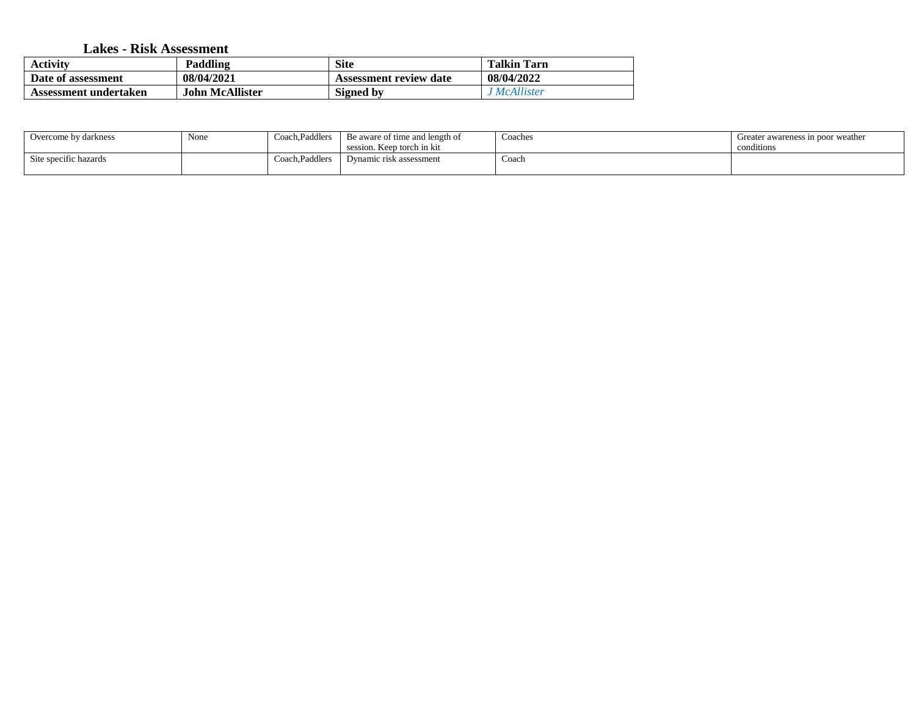**Lakes - Risk Assessment**

| | | | |
|---|---|---|---|
| **Activity** | **Paddling** | **Site** | **Talkin Tarn** |
| **Date of assessment** | **08/04/2021** | **Assessment review date** | **08/04/2022** |
| **Assessment undertaken** | **John McAllister** | **Signed by** | *J McAllister* |

| | | | | | |
|---|---|---|---|---|---|
| Overcome by darkness | None | Coach,Paddlers | Be aware of time and length of session. Keep torch in kit | Coaches | Greater awareness in poor weather conditions |
| Site specific hazards | | Coach,Paddlers | Dynamic risk assessment | Coach | |